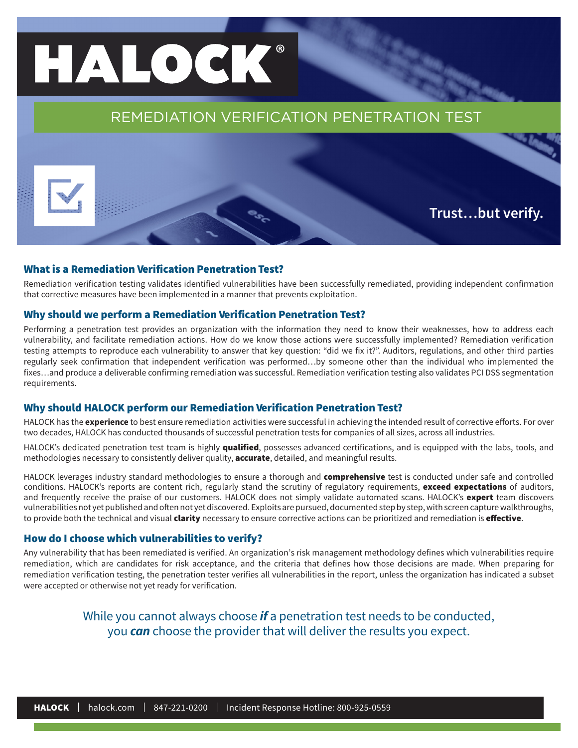# HALOCK®

## REMEDIATION VERIFICATION PENETRATION TEST

**Trust…but verify.**

### What is a Remediation Verification Penetration Test?

Remediation verification testing validates identified vulnerabilities have been successfully remediated, providing independent confirmation that corrective measures have been implemented in a manner that prevents exploitation.

### Why should we perform a Remediation Verification Penetration Test?

Performing a penetration test provides an organization with the information they need to know their weaknesses, how to address each vulnerability, and facilitate remediation actions. How do we know those actions were successfully implemented? Remediation verification testing attempts to reproduce each vulnerability to answer that key question: "did we fix it?". Auditors, regulations, and other third parties regularly seek confirmation that independent verification was performed…by someone other than the individual who implemented the fixes…and produce a deliverable confirming remediation was successful. Remediation verification testing also validates PCI DSS segmentation requirements.

### Why should HALOCK perform our Remediation Verification Penetration Test?

HALOCK has the **experience** to best ensure remediation activities were successful in achieving the intended result of corrective efforts. For over two decades, HALOCK has conducted thousands of successful penetration tests for companies of all sizes, across all industries.

HALOCK's dedicated penetration test team is highly **qualified**, possesses advanced certifications, and is equipped with the labs, tools, and methodologies necessary to consistently deliver quality, **accurate**, detailed, and meaningful results.

HALOCK leverages industry standard methodologies to ensure a thorough and **comprehensive** test is conducted under safe and controlled conditions. HALOCK's reports are content rich, regularly stand the scrutiny of regulatory requirements, **exceed expectations** of auditors, and frequently receive the praise of our customers. HALOCK does not simply validate automated scans. HALOCK's **expert** team discovers vulnerabilities not yet published and often not yet discovered. Exploits are pursued, documented step by step, with screen capture walkthroughs, to provide both the technical and visual **clarity** necessary to ensure corrective actions can be prioritized and remediation is **effective**.

### How do I choose which vulnerabilities to verify?

Any vulnerability that has been remediated is verified. An organization's risk management methodology defines which vulnerabilities require remediation, which are candidates for risk acceptance, and the criteria that defines how those decisions are made. When preparing for remediation verification testing, the penetration tester verifies all vulnerabilities in the report, unless the organization has indicated a subset were accepted or otherwise not yet ready for verification.

While you cannot always choose ***if*** a penetration test needs to be conducted, you ***can*** choose the provider that will deliver the results you expect.

**HALOCK** | halock.com | 847-221-0200 | Incident Response Hotline: 800-925-0559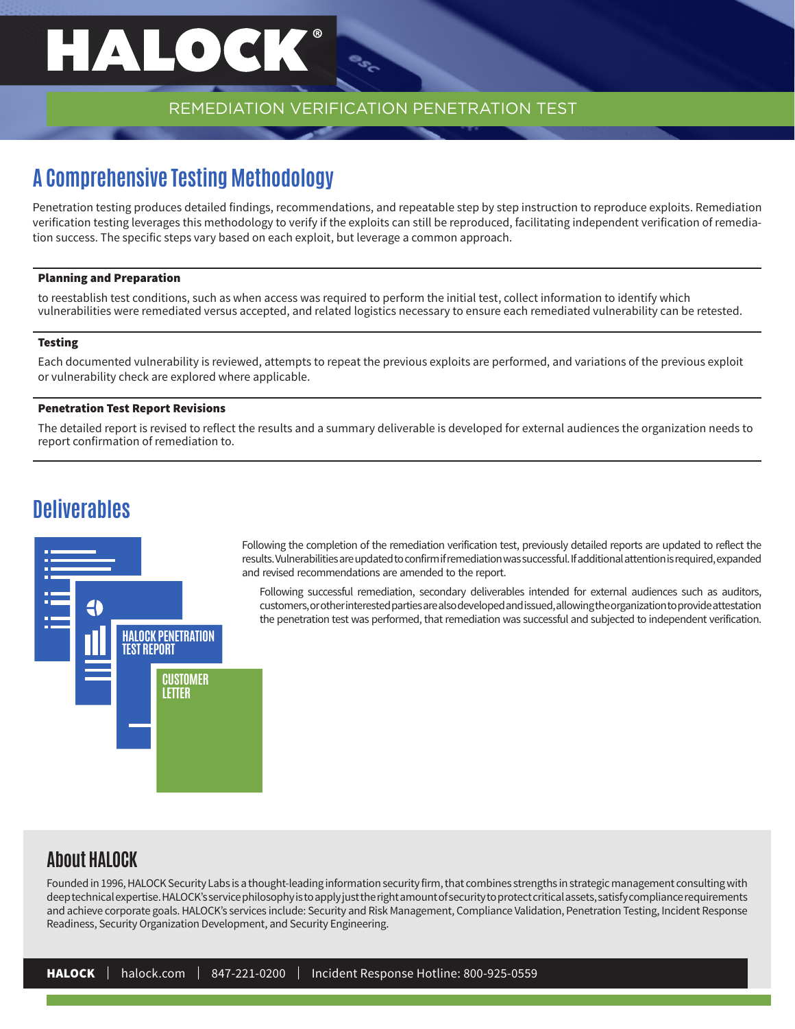# HALOCK®

## REMEDIATION VERIFICATION PENETRATION TEST

## A Comprehensive Testing Methodology

Penetration testing produces detailed findings, recommendations, and repeatable step by step instruction to reproduce exploits. Remediation verification testing leverages this methodology to verify if the exploits can still be reproduced, facilitating independent verification of remediation success. The specific steps vary based on each exploit, but leverage a common approach.

**Planning and Preparation**

to reestablish test conditions, such as when access was required to perform the initial test, collect information to identify which vulnerabilities were remediated versus accepted, and related logistics necessary to ensure each remediated vulnerability can be retested.

**Testing**

Each documented vulnerability is reviewed, attempts to repeat the previous exploits are performed, and variations of the previous exploit or vulnerability check are explored where applicable.

**Penetration Test Report Revisions**

The detailed report is revised to reflect the results and a summary deliverable is developed for external audiences the organization needs to report confirmation of remediation to.

## Deliverables

HALOCK PENETRATION TEST REPORT

CUSTOMER LETTER

Following the completion of the remediation verification test, previously detailed reports are updated to reflect the results. Vulnerabilities are updated to confirm if remediation was successful. If additional attention is required, expanded and revised recommendations are amended to the report.

Following successful remediation, secondary deliverables intended for external audiences such as auditors, customers, or other interested parties are also developed and issued, allowing the organization to provide attestation the penetration test was performed, that remediation was successful and subjected to independent verification.

## About HALOCK

Founded in 1996, HALOCK Security Labs is a thought-leading information security firm, that combines strengths in strategic management consulting with deep technical expertise. HALOCK's service philosophy is to apply just the right amount of security to protect critical assets, satisfy compliance requirements and achieve corporate goals. HALOCK's services include: Security and Risk Management, Compliance Validation, Penetration Testing, Incident Response Readiness, Security Organization Development, and Security Engineering.

**HALOCK** | halock.com | 847-221-0200 | Incident Response Hotline: 800-925-0559